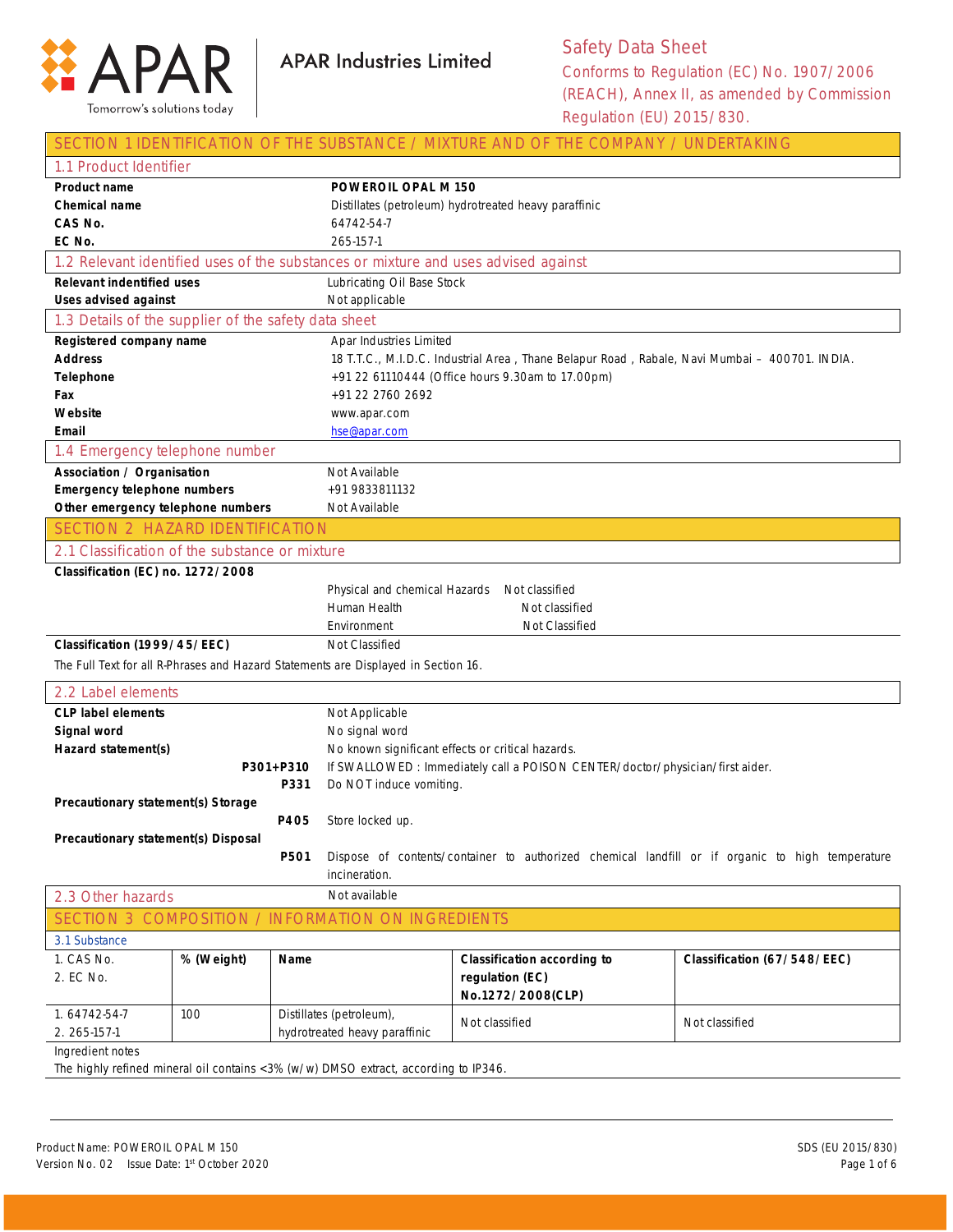APAR Industries Limited

# Safety Data Sheet

Conforms to Regulation (EC) No. 1907/2006 (REACH), Annex II, as amended by Commission Regulation (EU) 2015/830.

## SECTION 1 IDENTIFICATION OF THE SUBSTANCE / MIXTURE AND OF THE COMPANY / UNDERTAKING

### 1.1 Product Identifier

| | |
|---|---|
| **Product name** | **POWEROIL OPAL M 150** |
| **Chemical name** | Distillates (petroleum) hydrotreated heavy paraffinic |
| **CAS No.** | 64742-54-7 |
| **EC No.** | 265-157-1 |

### 1.2 Relevant identified uses of the substances or mixture and uses advised against

| | |
|---|---|
| **Relevant indentified uses** | Lubricating Oil Base Stock |
| **Uses advised against** | Not applicable |

### 1.3 Details of the supplier of the safety data sheet

| | |
|---|---|
| **Registered company name** | Apar Industries Limited |
| **Address** | 18 T.T.C., M.I.D.C. Industrial Area , Thane Belapur Road , Rabale, Navi Mumbai – 400701. INDIA. |
| **Telephone** | +91 22 61110444 (Office hours 9.30am to 17.00pm) |
| **Fax** | +91 22 2760 2692 |
| **Website** | www.apar.com |
| **Email** | hse@apar.com |

### 1.4 Emergency telephone number

| | |
|---|---|
| **Association / Organisation** | Not Available |
| **Emergency telephone numbers** | +91 9833811132 |
| **Other emergency telephone numbers** | Not Available |

## SECTION 2 HAZARD IDENTIFICATION

### 2.1 Classification of the substance or mixture

**Classification (EC) no. 1272/2008**

| | |
|---|---|
| Physical and chemical Hazards | Not classified |
| Human Health | Not classified |
| Environment | Not Classified |

**Classification (1999/45/EEC)** Not Classified

The Full Text for all R-Phrases and Hazard Statements are Displayed in Section 16.

### 2.2 Label elements

| | | |
|---|---|---|
| **CLP label elements** | | Not Applicable |
| **Signal word** | | No signal word |
| **Hazard statement(s)** | | No known significant effects or critical hazards. |
| | **P301+P310** | If SWALLOWED : Immediately call a POISON CENTER/doctor/physician/first aider. |
| | **P331** | Do NOT induce vomiting. |
| **Precautionary statement(s) Storage** | | |
| | **P405** | Store locked up. |
| **Precautionary statement(s) Disposal** | | |
| | **P501** | Dispose of contents/container to authorized chemical landfill or if organic to high temperature incineration. |

### 2.3 Other hazards

Not available

## SECTION 3 COMPOSITION / INFORMATION ON INGREDIENTS

### 3.1 Substance

| 1. CAS No.<br>2. EC No. | % (Weight) | Name | Classification according to regulation (EC) No.1272/2008(CLP) | Classification (67/548/EEC) |
|---|---|---|---|---|
| 1. 64742-54-7<br>2. 265-157-1 | 100 | Distillates (petroleum), hydrotreated heavy paraffinic | Not classified | Not classified |

Ingredient notes

The highly refined mineral oil contains <3% (w/w) DMSO extract, according to IP346.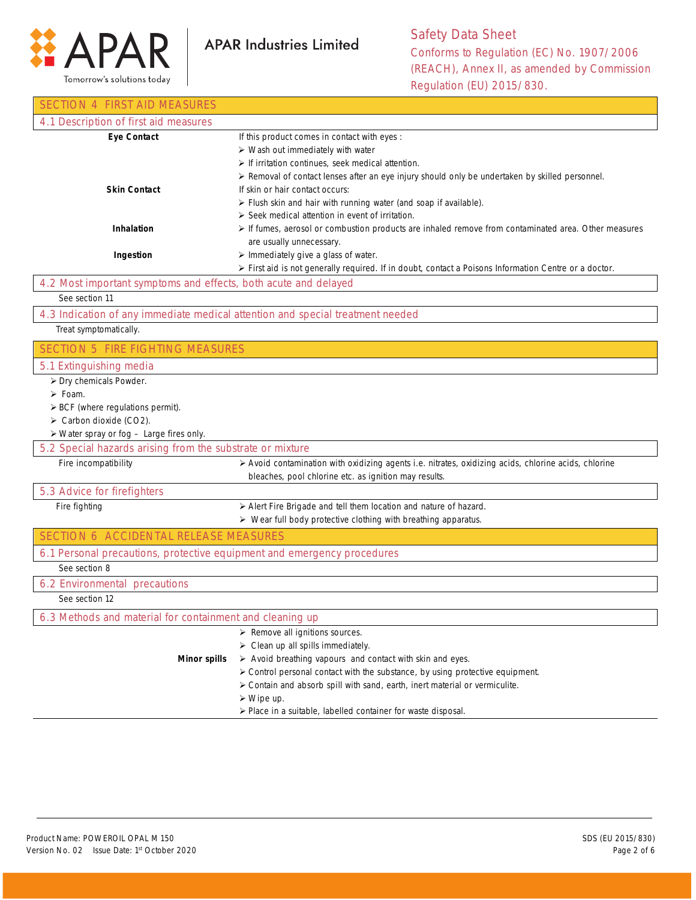## SECTION 4 FIRST AID MEASURES

### 4.1 Description of first aid measures

**Eye Contact**

If this product comes in contact with eyes :

- Wash out immediately with water
- If irritation continues, seek medical attention.
- Removal of contact lenses after an eye injury should only be undertaken by skilled personnel.

**Skin Contact**

If skin or hair contact occurs:

- Flush skin and hair with running water (and soap if available).
- Seek medical attention in event of irritation.

**Inhalation**

- If fumes, aerosol or combustion products are inhaled remove from contaminated area. Other measures are usually unnecessary.

**Ingestion**

- Immediately give a glass of water.
- First aid is not generally required. If in doubt, contact a Poisons Information Centre or a doctor.

### 4.2 Most important symptoms and effects, both acute and delayed

See section 11

### 4.3 Indication of any immediate medical attention and special treatment needed

Treat symptomatically.

## SECTION 5 FIRE FIGHTING MEASURES

### 5.1 Extinguishing media

- Dry chemicals Powder.
- Foam.
- BCF (where regulations permit).
- Carbon dioxide ($CO_2$).
- Water spray or fog – Large fires only.

### 5.2 Special hazards arising from the substrate or mixture

Fire incompatibility

- Avoid contamination with oxidizing agents i.e. nitrates, oxidizing acids, chlorine acids, chlorine bleaches, pool chlorine etc. as ignition may results.

### 5.3 Advice for firefighters

Fire fighting

- Alert Fire Brigade and tell them location and nature of hazard.
- Wear full body protective clothing with breathing apparatus.

## SECTION 6 ACCIDENTAL RELEASE MEASURES

### 6.1 Personal precautions, protective equipment and emergency procedures

See section 8

### 6.2 Environmental precautions

See section 12

### 6.3 Methods and material for containment and cleaning up

**Minor spills**

- Remove all ignitions sources.
- Clean up all spills immediately.
- Avoid breathing vapours and contact with skin and eyes.
- Control personal contact with the substance, by using protective equipment.
- Contain and absorb spill with sand, earth, inert material or vermiculite.
- Wipe up.
- Place in a suitable, labelled container for waste disposal.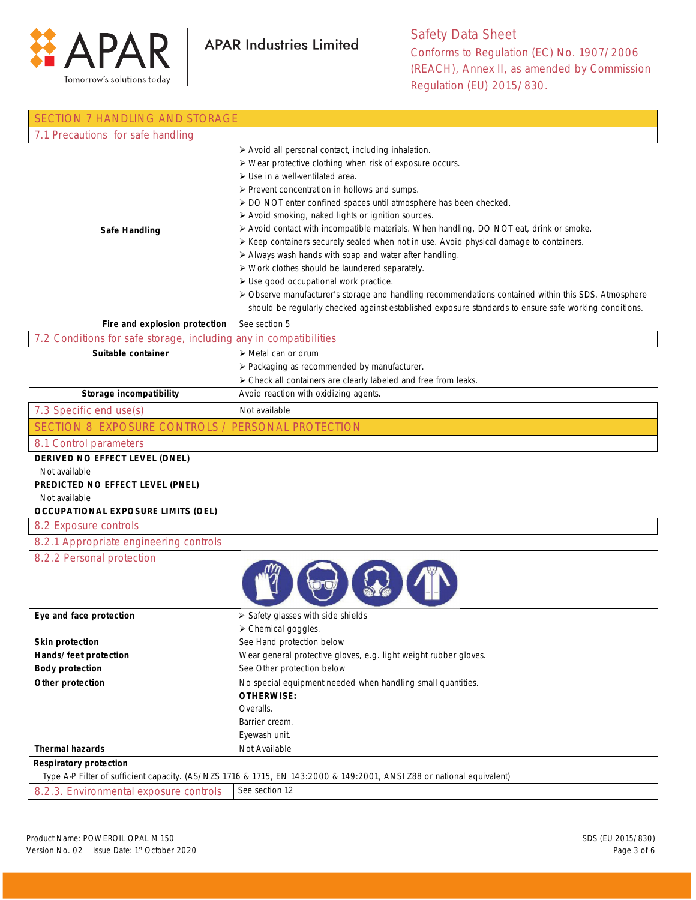## SECTION 7 HANDLING AND STORAGE

### 7.1 Precautions for safe handling

**Safe Handling**

- Avoid all personal contact, including inhalation.
- Wear protective clothing when risk of exposure occurs.
- Use in a well-ventilated area.
- Prevent concentration in hollows and sumps.
- DO NOT enter confined spaces until atmosphere has been checked.
- Avoid smoking, naked lights or ignition sources.
- Avoid contact with incompatible materials. When handling, DO NOT eat, drink or smoke.
- Keep containers securely sealed when not in use. Avoid physical damage to containers.
- Always wash hands with soap and water after handling.
- Work clothes should be laundered separately.
- Use good occupational work practice.
- Observe manufacturer's storage and handling recommendations contained within this SDS. Atmosphere should be regularly checked against established exposure standards to ensure safe working conditions.

**Fire and explosion protection**: See section 5

### 7.2 Conditions for safe storage, including any incompatibilities

**Suitable container**

- Metal can or drum
- Packaging as recommended by manufacturer.
- Check all containers are clearly labeled and free from leaks.

**Storage incompatibility**: Avoid reaction with oxidizing agents.

### 7.3 Specific end use(s)

Not available

## SECTION 8 EXPOSURE CONTROLS / PERSONAL PROTECTION

### 8.1 Control parameters

**DERIVED NO EFFECT LEVEL (DNEL)**

Not available

**PREDICTED NO EFFECT LEVEL (PNEL)**

Not available

**OCCUPATIONAL EXPOSURE LIMITS (OEL)**

### 8.2 Exposure controls

#### 8.2.1 Appropriate engineering controls

#### 8.2.2 Personal protection

| | |
|---|---|
| **Eye and face protection** | Safety glasses with side shields<br>Chemical goggles. |
| **Skin protection** | See Hand protection below |
| **Hands/ feet protection** | Wear general protective gloves, e.g. light weight rubber gloves. |
| **Body protection** | See Other protection below |
| **Other protection** | No special equipment needed when handling small quantities.<br>**OTHERWISE:**<br>Overalls.<br>Barrier cream.<br>Eyewash unit. |
| **Thermal hazards** | Not Available |

**Respiratory protection**

Type A-P Filter of sufficient capacity. (AS/NZS 1716 & 1715, EN 143:2000 & 149:2001, ANSI Z88 or national equivalent)

#### 8.2.3. Environmental exposure controls

See section 12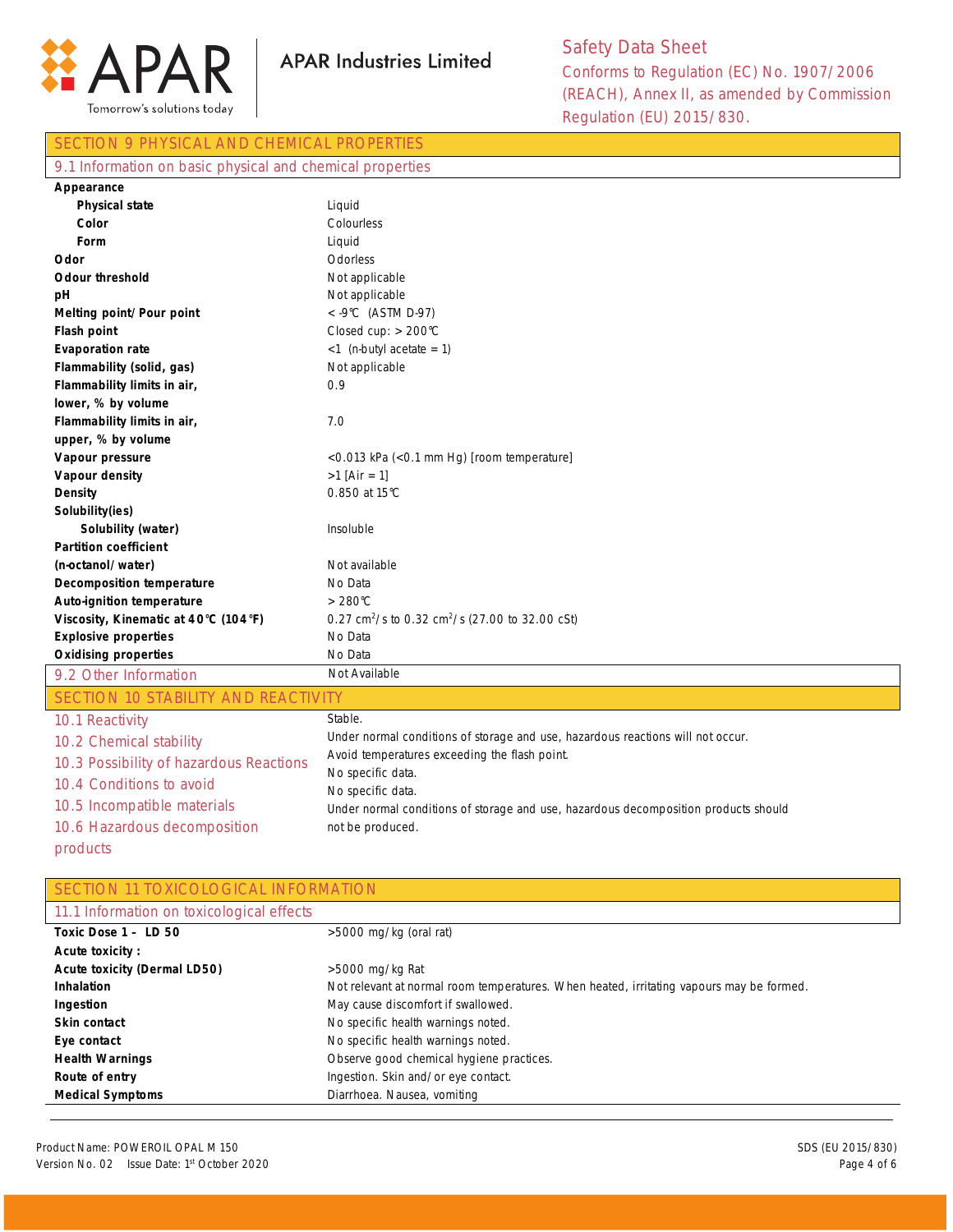## SECTION 9 PHYSICAL AND CHEMICAL PROPERTIES

### 9.1 Information on basic physical and chemical properties

| Property | Value |
|---|---|
| **Appearance** | |
| **Physical state** | Liquid |
| **Color** | Colourless |
| **Form** | Liquid |
| **Odor** | Odorless |
| **Odour threshold** | Not applicable |
| **pH** | Not applicable |
| **Melting point/ Pour point** | < -9℃ (ASTM D-97) |
| **Flash point** | Closed cup: > 200℃ |
| **Evaporation rate** | <1 (n-butyl acetate = 1) |
| **Flammability (solid, gas)** | Not applicable |
| **Flammability limits in air, lower, % by volume** | 0.9 |
| **Flammability limits in air, upper, % by volume** | 7.0 |
| **Vapour pressure** | <0.013 kPa (<0.1 mm Hg) [room temperature] |
| **Vapour density** | >1 [Air = 1] |
| **Density** | 0.850 at 15℃ |
| **Solubility(ies)** | |
| **Solubility (water)** | Insoluble |
| **Partition coefficient (n-octanol/ water)** | Not available |
| **Decomposition temperature** | No Data |
| **Auto-ignition temperature** | > 280℃ |
| **Viscosity, Kinematic at 40℃ (104℉)** | 0.27 $cm^2$/s to 0.32 $cm^2$/s (27.00 to 32.00 cSt) |
| **Explosive properties** | No Data |
| **Oxidising properties** | No Data |

### 9.2 Other Information

Not Available

## SECTION 10 STABILITY AND REACTIVITY

| | |
|---|---|
| 10.1 Reactivity | Stable. |
| 10.2 Chemical stability | Under normal conditions of storage and use, hazardous reactions will not occur. |
| 10.3 Possibility of hazardous Reactions | Avoid temperatures exceeding the flash point. |
| 10.4 Conditions to avoid | No specific data. |
| 10.5 Incompatible materials | No specific data. |
| 10.6 Hazardous decomposition products | Under normal conditions of storage and use, hazardous decomposition products should not be produced. |

## SECTION 11 TOXICOLOGICAL INFORMATION

### 11.1 Information on toxicological effects

| | |
|---|---|
| **Toxic Dose 1 – LD 50** | >5000 mg/kg (oral rat) |
| **Acute toxicity :** | |
| **Acute toxicity (Dermal LD50)** | >5000 mg/kg Rat |
| **Inhalation** | Not relevant at normal room temperatures. When heated, irritating vapours may be formed. |
| **Ingestion** | May cause discomfort if swallowed. |
| **Skin contact** | No specific health warnings noted. |
| **Eye contact** | No specific health warnings noted. |
| **Health Warnings** | Observe good chemical hygiene practices. |
| **Route of entry** | Ingestion. Skin and/or eye contact. |
| **Medical Symptoms** | Diarrhoea. Nausea, vomiting |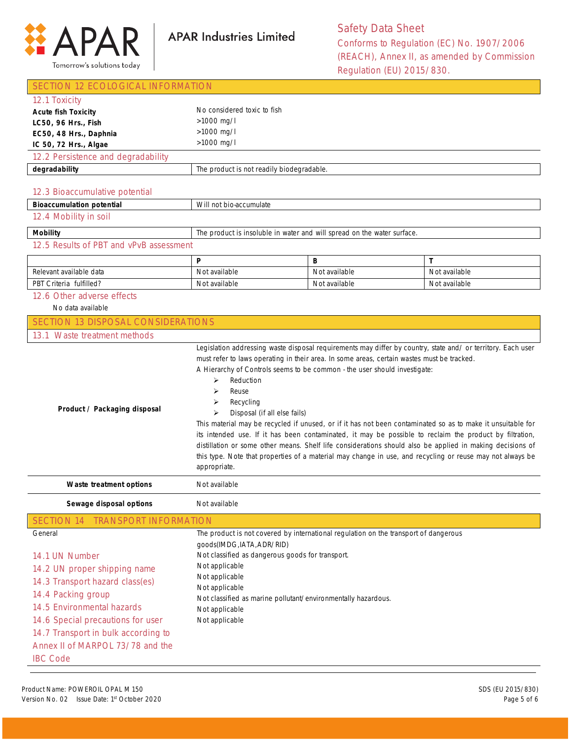## SECTION 12 ECOLOGICAL INFORMATION

### 12.1 Toxicity

| | |
|---|---|
| **Acute fish Toxicity** | No considered toxic to fish |
| **LC50, 96 Hrs., Fish** | >1000 mg/l |
| **EC50, 48 Hrs., Daphnia** | >1000 mg/l |
| **IC 50, 72 Hrs., Algae** | >1000 mg/l |

### 12.2 Persistence and degradability

| | |
|---|---|
| **degradability** | The product is not readily biodegradable. |

### 12.3 Bioaccumulative potential

| | |
|---|---|
| **Bioaccumulation potential** | Will not bio-accumulate |

### 12.4 Mobility in soil

| | |
|---|---|
| **Mobility** | The product is insoluble in water and will spread on the water surface. |

### 12.5 Results of PBT and vPvB assessment

| | P | B | T |
|---|---|---|---|
| Relevant available data | Not available | Not available | Not available |
| PBT Criteria fulfilled? | Not available | Not available | Not available |

### 12.6 Other adverse effects

No data available

## SECTION 13 DISPOSAL CONSIDERATIONS

### 13.1 Waste treatment methods

**Product / Packaging disposal**

Legislation addressing waste disposal requirements may differ by country, state and/ or territory. Each user must refer to laws operating in their area. In some areas, certain wastes must be tracked.

A Hierarchy of Controls seems to be common - the user should investigate:

- Reduction
- Reuse
- Recycling
- Disposal (if all else fails)

This material may be recycled if unused, or if it has not been contaminated so as to make it unsuitable for its intended use. If it has been contaminated, it may be possible to reclaim the product by filtration, distillation or some other means. Shelf life considerations should also be applied in making decisions of this type. Note that properties of a material may change in use, and recycling or reuse may not always be appropriate.

| | |
|---|---|
| **Waste treatment options** | Not available |
| **Sewage disposal options** | Not available |

## SECTION 14 TRANSPORT INFORMATION

| | |
|---|---|
| General | The product is not covered by international regulation on the transport of dangerous goods(IMDG,IATA,ADR/RID) |
| 14.1 UN Number | Not classified as dangerous goods for transport. |
| 14.2 UN proper shipping name | Not applicable |
| 14.3 Transport hazard class(es) | Not applicable |
| 14.4 Packing group | Not applicable |
| 14.5 Environmental hazards | Not classified as marine pollutant/environmentally hazardous. |
| 14.6 Special precautions for user | Not applicable |
| 14.7 Transport in bulk according to Annex II of MARPOL 73/78 and the IBC Code | Not applicable |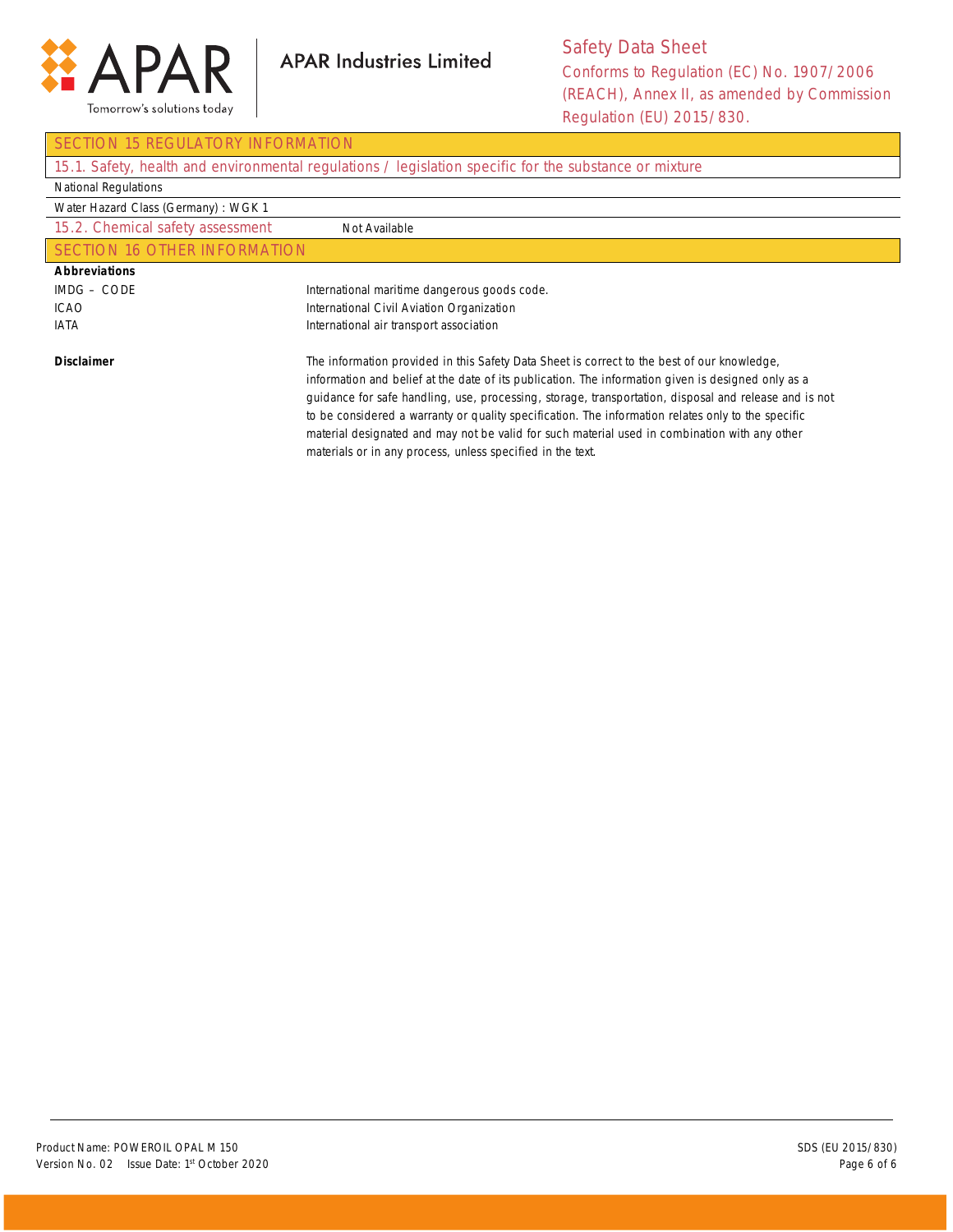## SECTION 15 REGULATORY INFORMATION

### 15.1. Safety, health and environmental regulations / legislation specific for the substance or mixture

National Regulations

Water Hazard Class (Germany) : WGK 1

### 15.2. Chemical safety assessment

Not Available

## SECTION 16 OTHER INFORMATION

**Abbreviations**

| | |
|---|---|
| IMDG – CODE | International maritime dangerous goods code. |
| ICAO | International Civil Aviation Organization |
| IATA | International air transport association |

**Disclaimer**

The information provided in this Safety Data Sheet is correct to the best of our knowledge, information and belief at the date of its publication. The information given is designed only as a guidance for safe handling, use, processing, storage, transportation, disposal and release and is not to be considered a warranty or quality specification. The information relates only to the specific material designated and may not be valid for such material used in combination with any other materials or in any process, unless specified in the text.